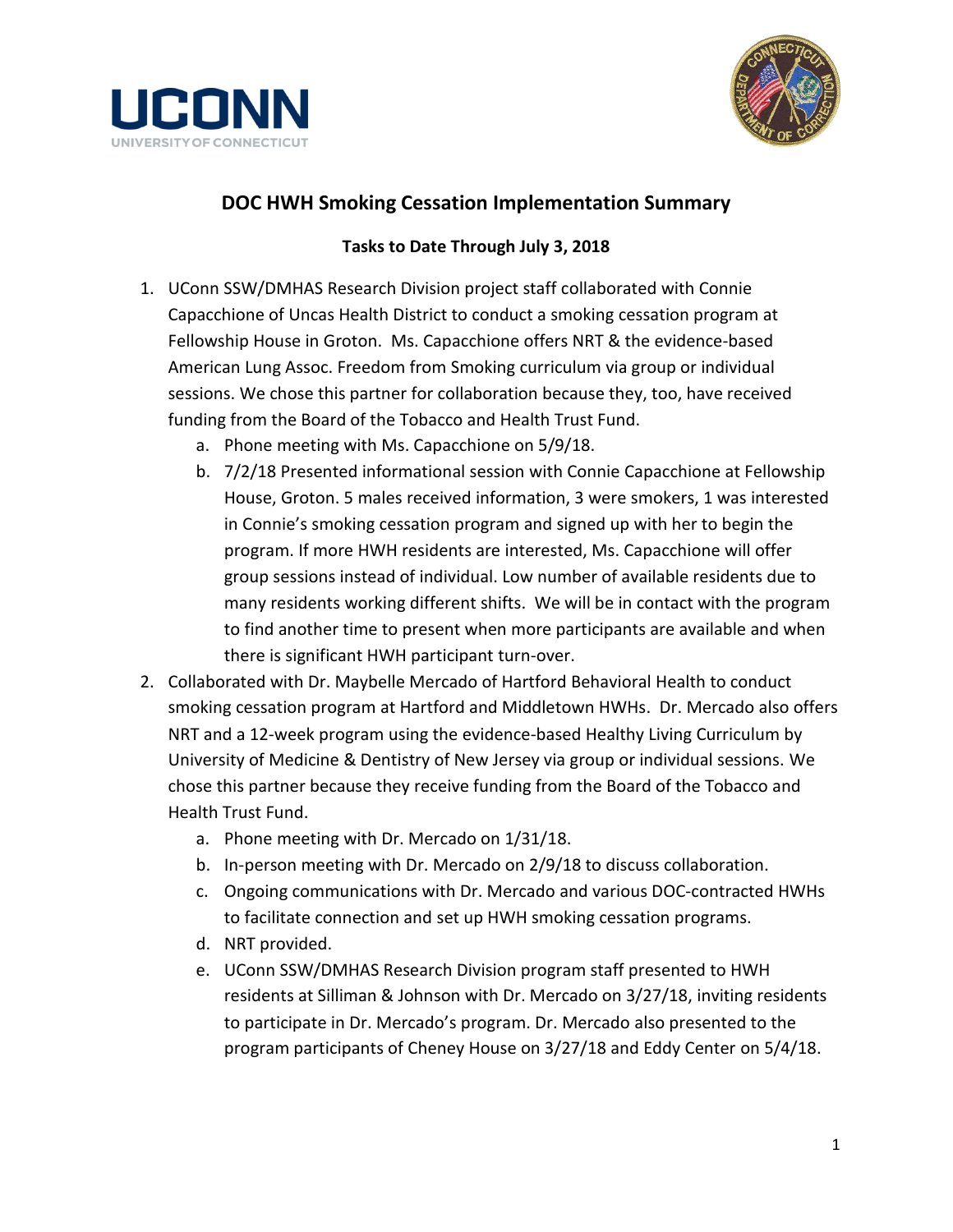## DOC HWH Smoking Cessation Implementation Summary

### Tasks to Date Through July 3, 2018

1. UConn SSW/DMHAS Research Division project staff collaborated with Connie Capacchione of Uncas Health District to conduct a smoking cessation program at Fellowship House in Groton. Ms. Capacchione offers NRT & the evidence-based American Lung Assoc. Freedom from Smoking curriculum via group or individual sessions. We chose this partner for collaboration because they, too, have received funding from the Board of the Tobacco and Health Trust Fund.
   a. Phone meeting with Ms. Capacchione on 5/9/18.
   b. 7/2/18 Presented informational session with Connie Capacchione at Fellowship House, Groton. 5 males received information, 3 were smokers, 1 was interested in Connie's smoking cessation program and signed up with her to begin the program. If more HWH residents are interested, Ms. Capacchione will offer group sessions instead of individual. Low number of available residents due to many residents working different shifts. We will be in contact with the program to find another time to present when more participants are available and when there is significant HWH participant turn-over.
2. Collaborated with Dr. Maybelle Mercado of Hartford Behavioral Health to conduct smoking cessation program at Hartford and Middletown HWHs. Dr. Mercado also offers NRT and a 12-week program using the evidence-based Healthy Living Curriculum by University of Medicine & Dentistry of New Jersey via group or individual sessions. We chose this partner because they receive funding from the Board of the Tobacco and Health Trust Fund.
   a. Phone meeting with Dr. Mercado on 1/31/18.
   b. In-person meeting with Dr. Mercado on 2/9/18 to discuss collaboration.
   c. Ongoing communications with Dr. Mercado and various DOC-contracted HWHs to facilitate connection and set up HWH smoking cessation programs.
   d. NRT provided.
   e. UConn SSW/DMHAS Research Division program staff presented to HWH residents at Silliman & Johnson with Dr. Mercado on 3/27/18, inviting residents to participate in Dr. Mercado's program. Dr. Mercado also presented to the program participants of Cheney House on 3/27/18 and Eddy Center on 5/4/18.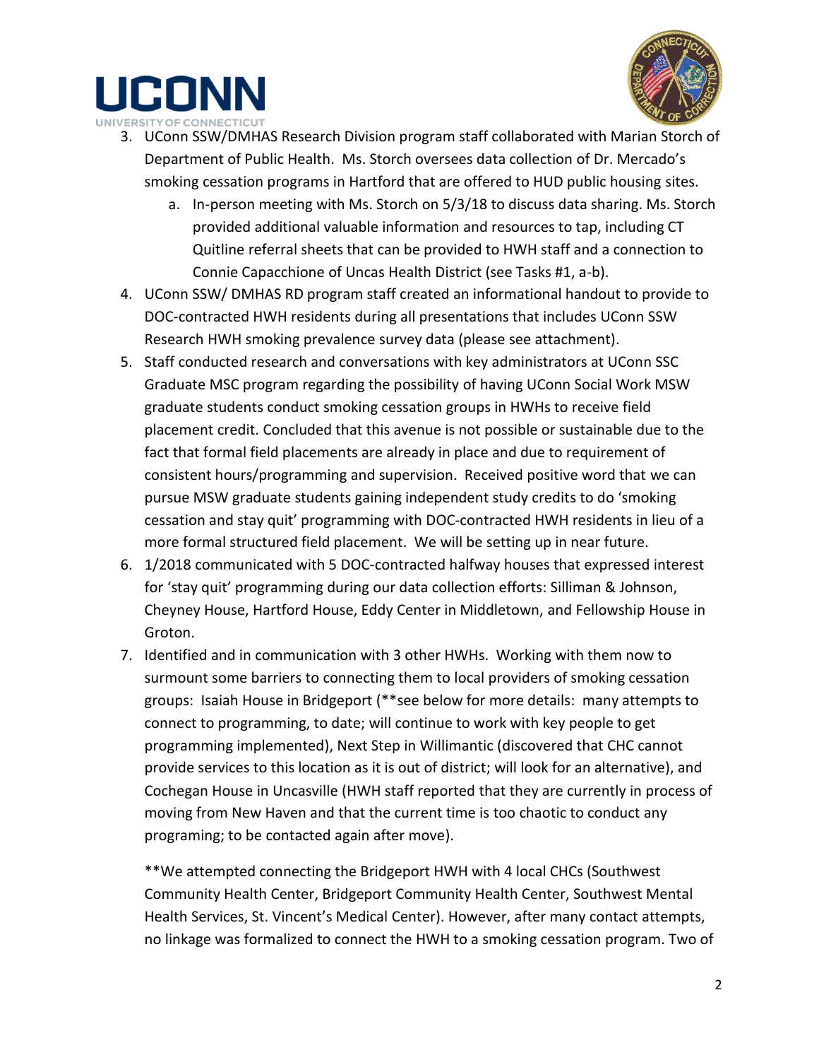3. UConn SSW/DMHAS Research Division program staff collaborated with Marian Storch of Department of Public Health. Ms. Storch oversees data collection of Dr. Mercado's smoking cessation programs in Hartford that are offered to HUD public housing sites.
   a. In-person meeting with Ms. Storch on 5/3/18 to discuss data sharing. Ms. Storch provided additional valuable information and resources to tap, including CT Quitline referral sheets that can be provided to HWH staff and a connection to Connie Capacchione of Uncas Health District (see Tasks #1, a-b).
4. UConn SSW/ DMHAS RD program staff created an informational handout to provide to DOC-contracted HWH residents during all presentations that includes UConn SSW Research HWH smoking prevalence survey data (please see attachment).
5. Staff conducted research and conversations with key administrators at UConn SSC Graduate MSC program regarding the possibility of having UConn Social Work MSW graduate students conduct smoking cessation groups in HWHs to receive field placement credit. Concluded that this avenue is not possible or sustainable due to the fact that formal field placements are already in place and due to requirement of consistent hours/programming and supervision. Received positive word that we can pursue MSW graduate students gaining independent study credits to do 'smoking cessation and stay quit' programming with DOC-contracted HWH residents in lieu of a more formal structured field placement. We will be setting up in near future.
6. 1/2018 communicated with 5 DOC-contracted halfway houses that expressed interest for 'stay quit' programming during our data collection efforts: Silliman & Johnson, Cheyney House, Hartford House, Eddy Center in Middletown, and Fellowship House in Groton.
7. Identified and in communication with 3 other HWHs. Working with them now to surmount some barriers to connecting them to local providers of smoking cessation groups: Isaiah House in Bridgeport (**see below for more details: many attempts to connect to programming, to date; will continue to work with key people to get programming implemented), Next Step in Willimantic (discovered that CHC cannot provide services to this location as it is out of district; will look for an alternative), and Cochegan House in Uncasville (HWH staff reported that they are currently in process of moving from New Haven and that the current time is too chaotic to conduct any programing; to be contacted again after move).

   **We attempted connecting the Bridgeport HWH with 4 local CHCs (Southwest Community Health Center, Bridgeport Community Health Center, Southwest Mental Health Services, St. Vincent's Medical Center). However, after many contact attempts, no linkage was formalized to connect the HWH to a smoking cessation program. Two of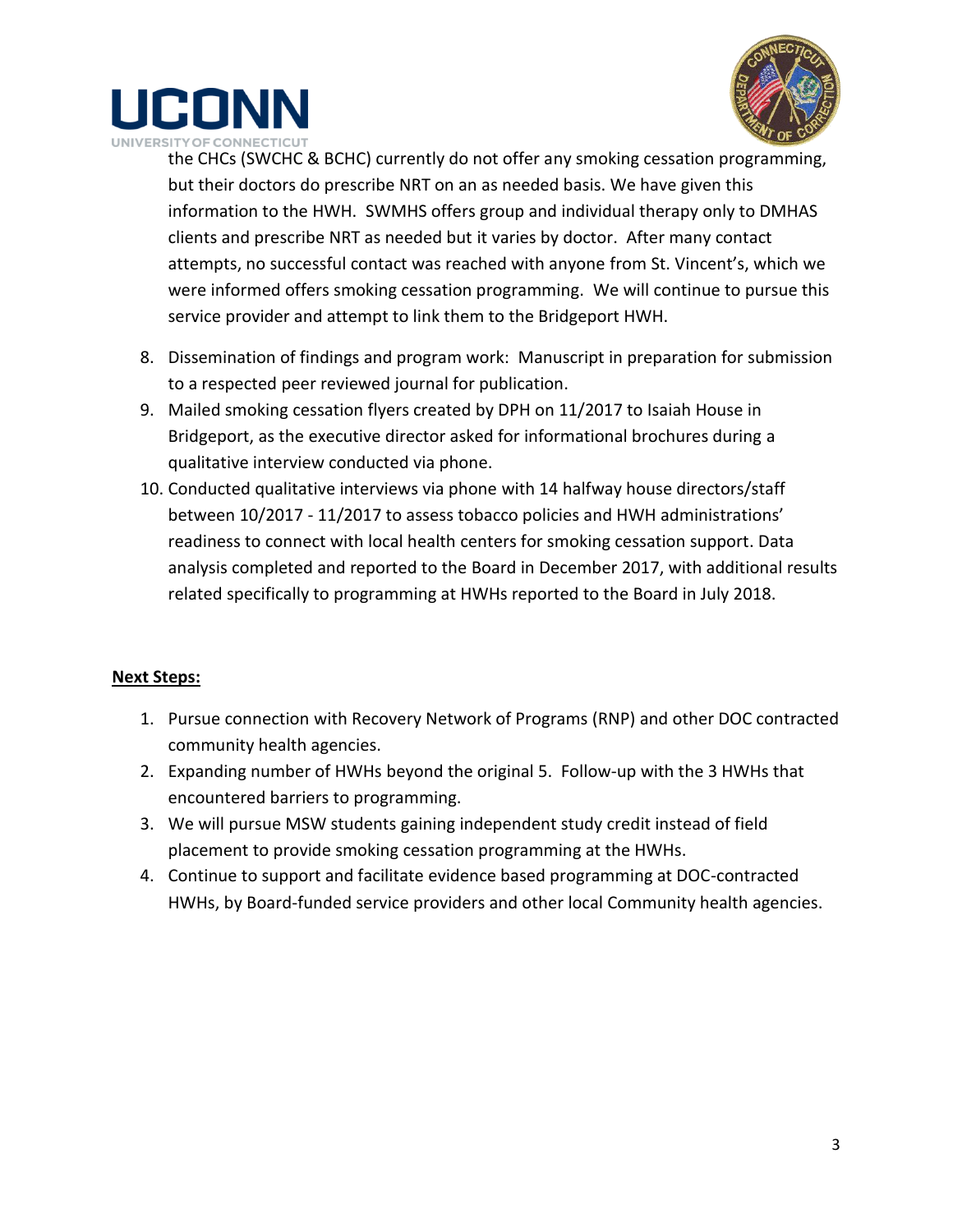the CHCs (SWCHC & BCHC) currently do not offer any smoking cessation programming, but their doctors do prescribe NRT on an as needed basis. We have given this information to the HWH. SWMHS offers group and individual therapy only to DMHAS clients and prescribe NRT as needed but it varies by doctor. After many contact attempts, no successful contact was reached with anyone from St. Vincent's, which we were informed offers smoking cessation programming. We will continue to pursue this service provider and attempt to link them to the Bridgeport HWH.

8. Dissemination of findings and program work: Manuscript in preparation for submission to a respected peer reviewed journal for publication.
9. Mailed smoking cessation flyers created by DPH on 11/2017 to Isaiah House in Bridgeport, as the executive director asked for informational brochures during a qualitative interview conducted via phone.
10. Conducted qualitative interviews via phone with 14 halfway house directors/staff between 10/2017 - 11/2017 to assess tobacco policies and HWH administrations' readiness to connect with local health centers for smoking cessation support. Data analysis completed and reported to the Board in December 2017, with additional results related specifically to programming at HWHs reported to the Board in July 2018.

**Next Steps:**

1. Pursue connection with Recovery Network of Programs (RNP) and other DOC contracted community health agencies.
2. Expanding number of HWHs beyond the original 5. Follow-up with the 3 HWHs that encountered barriers to programming.
3. We will pursue MSW students gaining independent study credit instead of field placement to provide smoking cessation programming at the HWHs.
4. Continue to support and facilitate evidence based programming at DOC-contracted HWHs, by Board-funded service providers and other local Community health agencies.